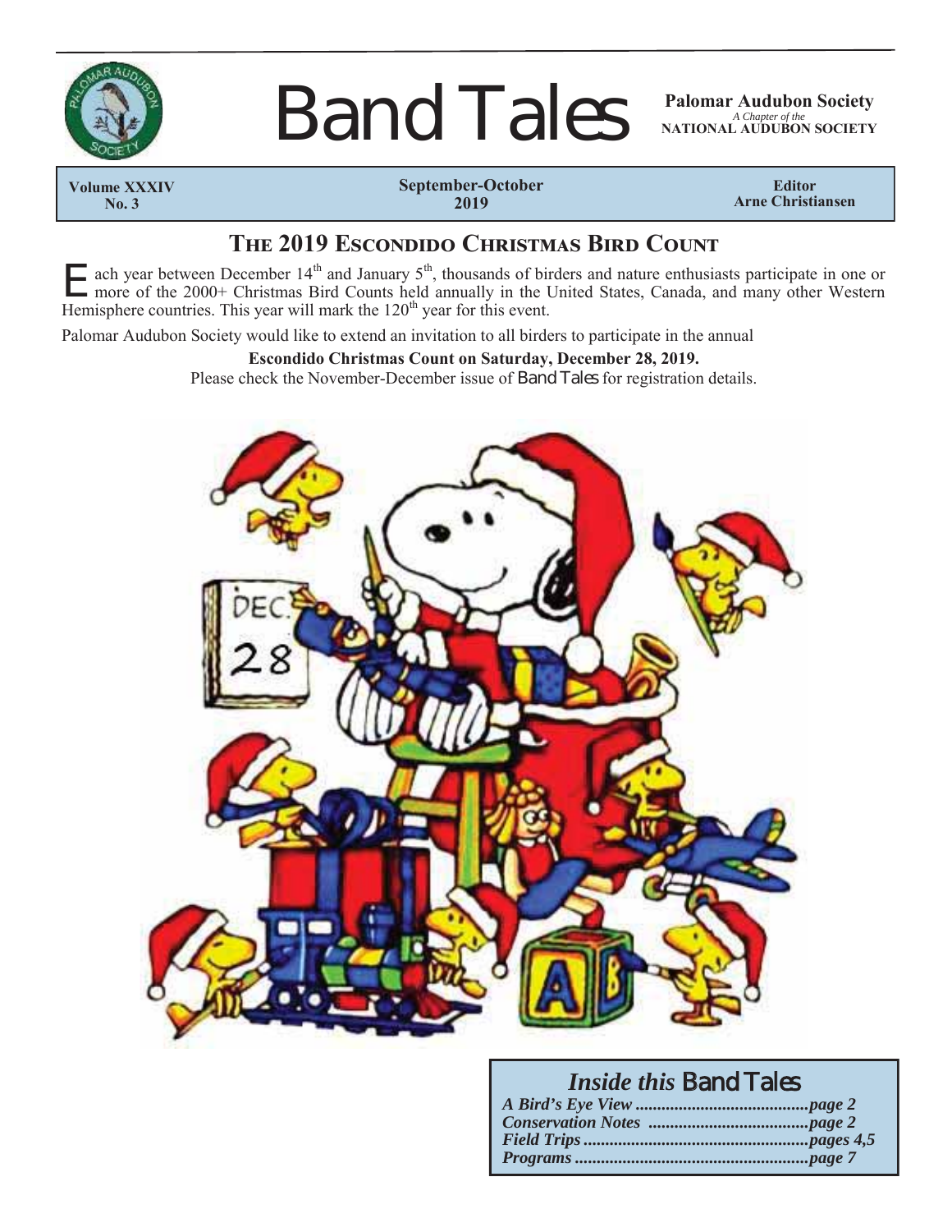# Band Tales

**Palomar Audubon Society**
*A Chapter of the*
**NATIONAL AUDUBON SOCIETY**

| Volume XXXIV No. 3 | September-October 2019 | Editor Arne Christiansen |
|---|---|---|

## The 2019 Escondido Christmas Bird Count

Each year between December 14th and January 5th, thousands of birders and nature enthusiasts participate in one or more of the 2000+ Christmas Bird Counts held annually in the United States, Canada, and many other Western Hemisphere countries. This year will mark the 120th year for this event.

Palomar Audubon Society would like to extend an invitation to all birders to participate in the annual

**Escondido Christmas Count on Saturday, December 28, 2019.**

Please check the November-December issue of Band Tales for registration details.

### *Inside this* Band Tales

*A Bird's Eye View ........................................page 2*
*Conservation Notes .....................................page 2*
*Field Trips ....................................................pages 4,5*
*Programs ......................................................page 7*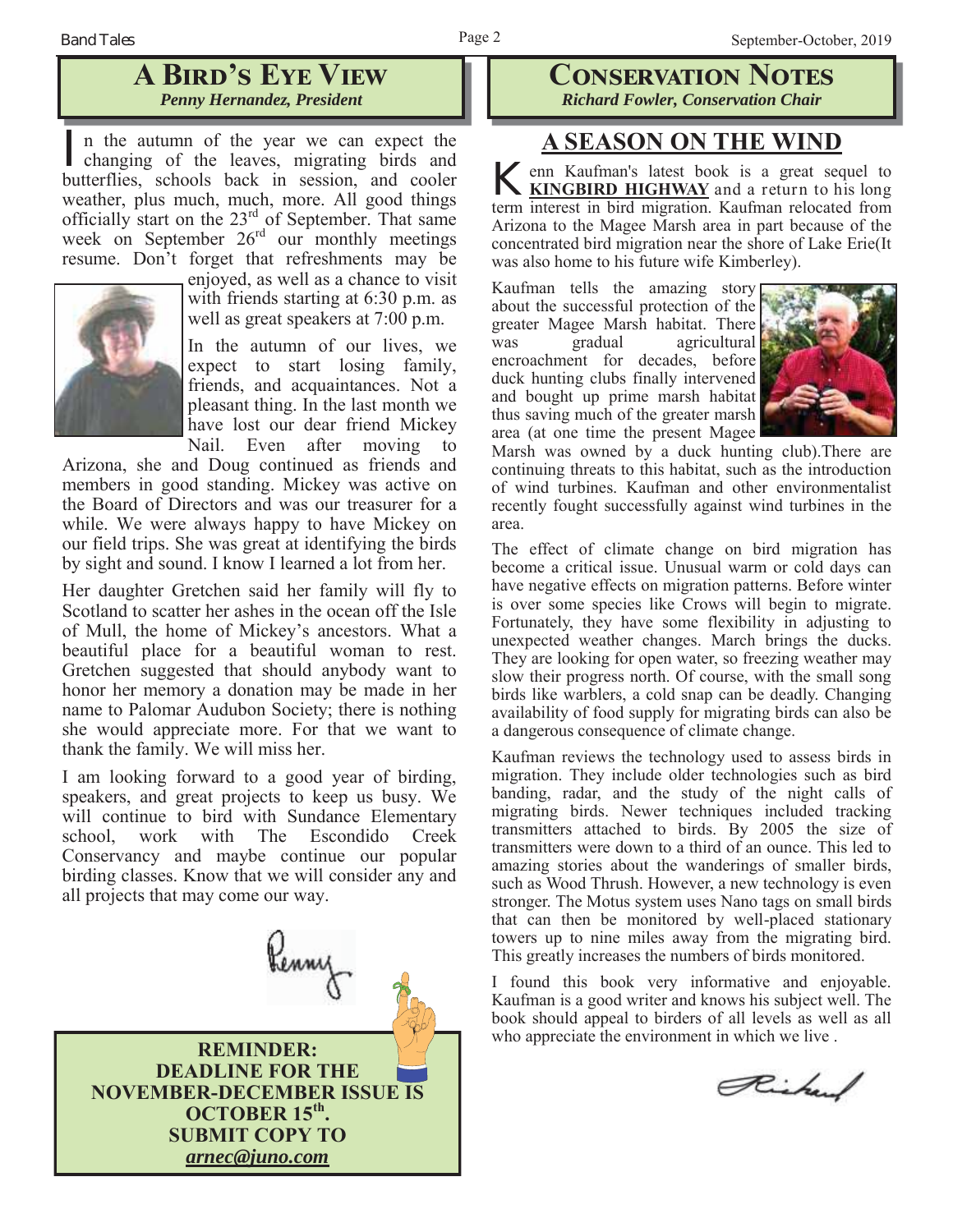## A Bird's Eye View

***Penny Hernandez, President***

In the autumn of the year we can expect the changing of the leaves, migrating birds and butterflies, schools back in session, and cooler weather, plus much, much, more. All good things officially start on the 23rd of September. That same week on September 26th our monthly meetings resume. Don't forget that refreshments may be enjoyed, as well as a chance to visit with friends starting at 6:30 p.m. as well as great speakers at 7:00 p.m.

In the autumn of our lives, we expect to start losing family, friends, and acquaintances. Not a pleasant thing. In the last month we have lost our dear friend Mickey Nail. Even after moving to Arizona, she and Doug continued as friends and members in good standing. Mickey was active on the Board of Directors and was our treasurer for a while. We were always happy to have Mickey on our field trips. She was great at identifying the birds by sight and sound. I know I learned a lot from her.

Her daughter Gretchen said her family will fly to Scotland to scatter her ashes in the ocean off the Isle of Mull, the home of Mickey's ancestors. What a beautiful place for a beautiful woman to rest. Gretchen suggested that should anybody want to honor her memory a donation may be made in her name to Palomar Audubon Society; there is nothing she would appreciate more. For that we want to thank the family. We will miss her.

I am looking forward to a good year of birding, speakers, and great projects to keep us busy. We will continue to bird with Sundance Elementary school, work with The Escondido Creek Conservancy and maybe continue our popular birding classes. Know that we will consider any and all projects that may come our way.

Penny

**REMINDER:**
**DEADLINE FOR THE NOVEMBER-DECEMBER ISSUE IS OCTOBER 15th.**
**SUBMIT COPY TO**
***arnec@juno.com***

## Conservation Notes

***Richard Fowler, Conservation Chair***

### A SEASON ON THE WIND

Kenn Kaufman's latest book is a great sequel to **KINGBIRD HIGHWAY** and a return to his long term interest in bird migration. Kaufman relocated from Arizona to the Magee Marsh area in part because of the concentrated bird migration near the shore of Lake Erie(It was also home to his future wife Kimberley).

Kaufman tells the amazing story about the successful protection of the greater Magee Marsh habitat. There was gradual agricultural encroachment for decades, before duck hunting clubs finally intervened and bought up prime marsh habitat thus saving much of the greater marsh area (at one time the present Magee Marsh was owned by a duck hunting club).There are continuing threats to this habitat, such as the introduction of wind turbines. Kaufman and other environmentalist recently fought successfully against wind turbines in the area.

The effect of climate change on bird migration has become a critical issue. Unusual warm or cold days can have negative effects on migration patterns. Before winter is over some species like Crows will begin to migrate. Fortunately, they have some flexibility in adjusting to unexpected weather changes. March brings the ducks. They are looking for open water, so freezing weather may slow their progress north. Of course, with the small song birds like warblers, a cold snap can be deadly. Changing availability of food supply for migrating birds can also be a dangerous consequence of climate change.

Kaufman reviews the technology used to assess birds in migration. They include older technologies such as bird banding, radar, and the study of the night calls of migrating birds. Newer techniques included tracking transmitters attached to birds. By 2005 the size of transmitters were down to a third of an ounce. This led to amazing stories about the wanderings of smaller birds, such as Wood Thrush. However, a new technology is even stronger. The Motus system uses Nano tags on small birds that can then be monitored by well-placed stationary towers up to nine miles away from the migrating bird. This greatly increases the numbers of birds monitored.

I found this book very informative and enjoyable. Kaufman is a good writer and knows his subject well. The book should appeal to birders of all levels as well as all who appreciate the environment in which we live .

Richard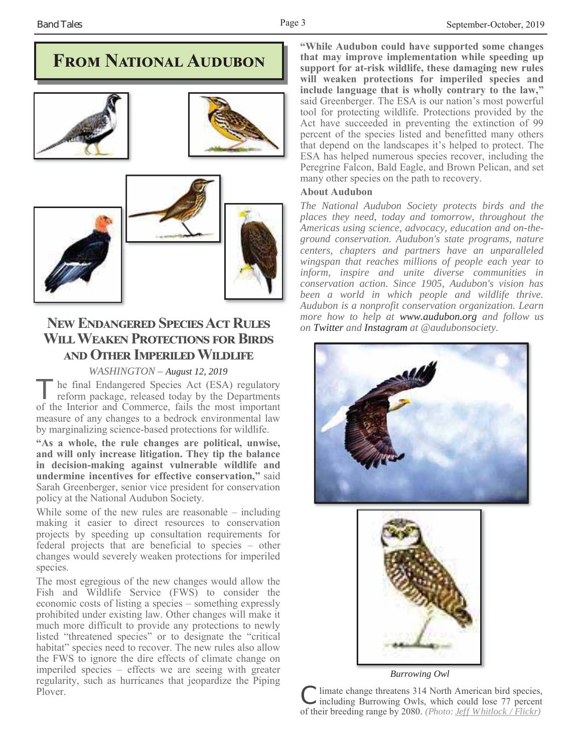# From National Audubon

## New Endangered Species Act Rules Will Weaken Protections for Birds and Other Imperiled Wildlife

*WASHINGTON – August 12, 2019*

The final Endangered Species Act (ESA) regulatory reform package, released today by the Departments of the Interior and Commerce, fails the most important measure of any changes to a bedrock environmental law by marginalizing science-based protections for wildlife.

**"As a whole, the rule changes are political, unwise, and will only increase litigation. They tip the balance in decision-making against vulnerable wildlife and undermine incentives for effective conservation,"** said Sarah Greenberger, senior vice president for conservation policy at the National Audubon Society.

While some of the new rules are reasonable – including making it easier to direct resources to conservation projects by speeding up consultation requirements for federal projects that are beneficial to species – other changes would severely weaken protections for imperiled species.

The most egregious of the new changes would allow the Fish and Wildlife Service (FWS) to consider the economic costs of listing a species – something expressly prohibited under existing law. Other changes will make it much more difficult to provide any protections to newly listed "threatened species" or to designate the "critical habitat" species need to recover. The new rules also allow the FWS to ignore the dire effects of climate change on imperiled species – effects we are seeing with greater regularity, such as hurricanes that jeopardize the Piping Plover.

**"While Audubon could have supported some changes that may improve implementation while speeding up support for at-risk wildlife, these damaging new rules will weaken protections for imperiled species and include language that is wholly contrary to the law,"** said Greenberger. The ESA is our nation's most powerful tool for protecting wildlife. Protections provided by the Act have succeeded in preventing the extinction of 99 percent of the species listed and benefitted many others that depend on the landscapes it's helped to protect. The ESA has helped numerous species recover, including the Peregrine Falcon, Bald Eagle, and Brown Pelican, and set many other species on the path to recovery.

### About Audubon

*The National Audubon Society protects birds and the places they need, today and tomorrow, throughout the Americas using science, advocacy, education and on-the-ground conservation. Audubon's state programs, nature centers, chapters and partners have an unparalleled wingspan that reaches millions of people each year to inform, inspire and unite diverse communities in conservation action. Since 1905, Audubon's vision has been a world in which people and wildlife thrive. Audubon is a nonprofit conservation organization. Learn more how to help at www.audubon.org and follow us on Twitter and Instagram at @audubonsociety.*

*Burrowing Owl*

Climate change threatens 314 North American bird species, including Burrowing Owls, which could lose 77 percent of their breeding range by 2080. *(Photo: Jeff Whitlock / Flickr)*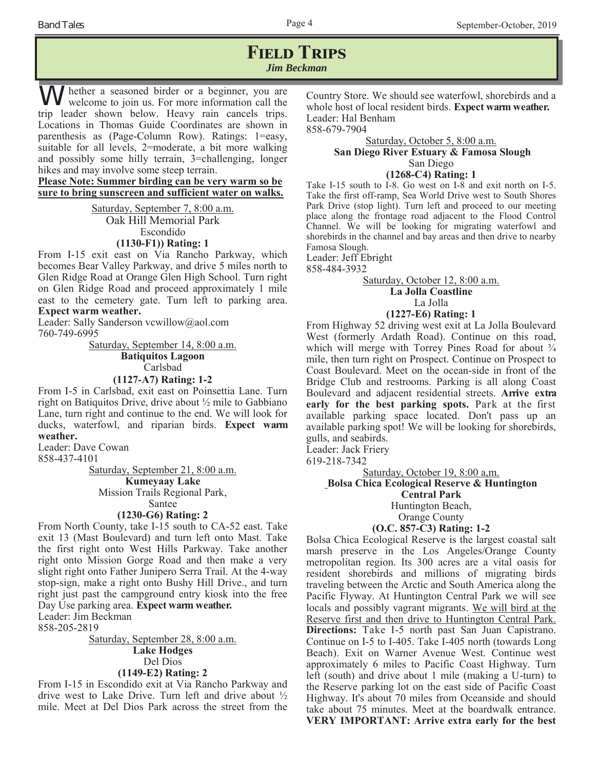# Field Trips

*Jim Beckman*

Whether a seasoned birder or a beginner, you are welcome to join us. For more information call the trip leader shown below. Heavy rain cancels trips. Locations in Thomas Guide Coordinates are shown in parenthesis as (Page-Column Row). Ratings: 1=easy, suitable for all levels, 2=moderate, a bit more walking and possibly some hilly terrain, 3=challenging, longer hikes and may involve some steep terrain.

**Please Note: Summer birding can be very warm so be sure to bring sunscreen and sufficient water on walks.**

Saturday, September 7, 8:00 a.m.
Oak Hill Memorial Park
Escondido
**(1130-F1)) Rating: 1**

From I-15 exit east on Via Rancho Parkway, which becomes Bear Valley Parkway, and drive 5 miles north to Glen Ridge Road at Orange Glen High School. Turn right on Glen Ridge Road and proceed approximately 1 mile east to the cemetery gate. Turn left to parking area. **Expect warm weather.**

Leader: Sally Sanderson vcwillow@aol.com
760-749-6995

Saturday, September 14, 8:00 a.m.
**Batiquitos Lagoon**
Carlsbad
**(1127-A7) Rating: 1-2**

From I-5 in Carlsbad, exit east on Poinsettia Lane. Turn right on Batiquitos Drive, drive about ½ mile to Gabbiano Lane, turn right and continue to the end. We will look for ducks, waterfowl, and riparian birds. **Expect warm weather.**

Leader: Dave Cowan
858-437-4101

Saturday, September 21, 8:00 a.m.
**Kumeyaay Lake**
Mission Trails Regional Park,
Santee
**(1230-G6) Rating: 2**

From North County, take I-15 south to CA-52 east. Take exit 13 (Mast Boulevard) and turn left onto Mast. Take the first right onto West Hills Parkway. Take another right onto Mission Gorge Road and then make a very slight right onto Father Junipero Serra Trail. At the 4-way stop-sign, make a right onto Bushy Hill Drive., and turn right just past the campground entry kiosk into the free Day Use parking area. **Expect warm weather.**

Leader: Jim Beckman
858-205-2819

Saturday, September 28, 8:00 a.m.
**Lake Hodges**
Del Dios
**(1149-E2) Rating: 2**

From I-15 in Escondido exit at Via Rancho Parkway and drive west to Lake Drive. Turn left and drive about ½ mile. Meet at Del Dios Park across the street from the Country Store. We should see waterfowl, shorebirds and a whole host of local resident birds. **Expect warm weather.**

Leader: Hal Benham
858-679-7904

Saturday, October 5, 8:00 a.m.
**San Diego River Estuary & Famosa Slough**
San Diego
**(1268-C4) Rating: 1**

Take I-15 south to I-8. Go west on I-8 and exit north on I-5. Take the first off-ramp, Sea World Drive west to South Shores Park Drive (stop light). Turn left and proceed to our meeting place along the frontage road adjacent to the Flood Control Channel. We will be looking for migrating waterfowl and shorebirds in the channel and bay areas and then drive to nearby Famosa Slough.

Leader: Jeff Ebright
858-484-3932

Saturday, October 12, 8:00 a.m.
**La Jolla Coastline**
La Jolla
**(1227-E6) Rating: 1**

From Highway 52 driving west exit at La Jolla Boulevard West (formerly Ardath Road). Continue on this road, which will merge with Torrey Pines Road for about ¾ mile, then turn right on Prospect. Continue on Prospect to Coast Boulevard. Meet on the ocean-side in front of the Bridge Club and restrooms. Parking is all along Coast Boulevard and adjacent residential streets. **Arrive extra early for the best parking spots.** Park at the first available parking space located. Don't pass up an available parking spot! We will be looking for shorebirds, gulls, and seabirds.

Leader: Jack Friery
619-218-7342

Saturday, October 19, 8:00 a,m.
**Bolsa Chica Ecological Reserve & Huntington Central Park**
Huntington Beach,
Orange County
**(O.C. 857-C3) Rating: 1-2**

Bolsa Chica Ecological Reserve is the largest coastal salt marsh preserve in the Los Angeles/Orange County metropolitan region. Its 300 acres are a vital oasis for resident shorebirds and millions of migrating birds traveling between the Arctic and South America along the Pacific Flyway. At Huntington Central Park we will see locals and possibly vagrant migrants. We will bird at the Reserve first and then drive to Huntington Central Park. **Directions:** Take I-5 north past San Juan Capistrano. Continue on I-5 to I-405. Take I-405 north (towards Long Beach). Exit on Warner Avenue West. Continue west approximately 6 miles to Pacific Coast Highway. Turn left (south) and drive about 1 mile (making a U-turn) to the Reserve parking lot on the east side of Pacific Coast Highway. It's about 70 miles from Oceanside and should take about 75 minutes. Meet at the boardwalk entrance. **VERY IMPORTANT: Arrive extra early for the best**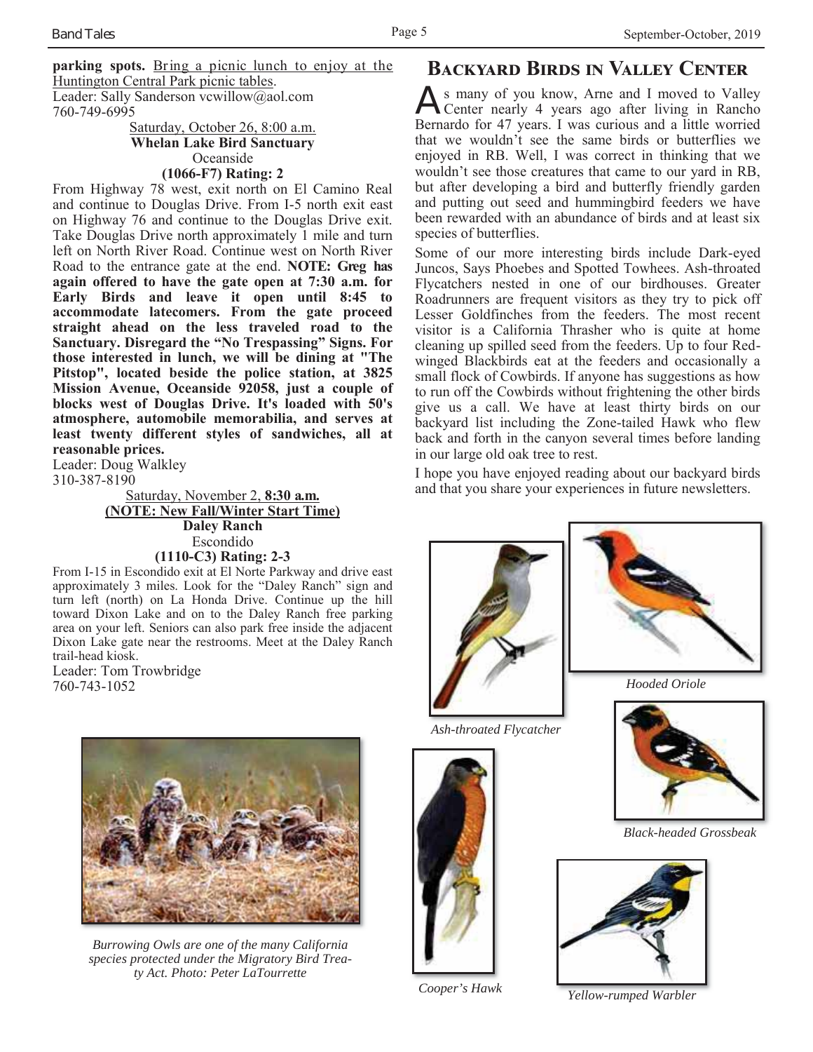**parking spots.** Bring a picnic lunch to enjoy at the Huntington Central Park picnic tables.
Leader: Sally Sanderson vcwillow@aol.com
760-749-6995

Saturday, October 26, 8:00 a.m.
**Whelan Lake Bird Sanctuary**
Oceanside
**(1066-F7) Rating: 2**

From Highway 78 west, exit north on El Camino Real and continue to Douglas Drive. From I-5 north exit east on Highway 76 and continue to the Douglas Drive exit. Take Douglas Drive north approximately 1 mile and turn left on North River Road. Continue west on North River Road to the entrance gate at the end. **NOTE: Greg has again offered to have the gate open at 7:30 a.m. for Early Birds and leave it open until 8:45 to accommodate latecomers. From the gate proceed straight ahead on the less traveled road to the Sanctuary. Disregard the "No Trespassing" Signs. For those interested in lunch, we will be dining at "The Pitstop", located beside the police station, at 3825 Mission Avenue, Oceanside 92058, just a couple of blocks west of Douglas Drive. It's loaded with 50's atmosphere, automobile memorabilia, and serves at least twenty different styles of sandwiches, all at reasonable prices.**
Leader: Doug Walkley
310-387-8190

Saturday, November 2, **8:30 a.m.**
**(NOTE: New Fall/Winter Start Time)**
**Daley Ranch**
Escondido
**(1110-C3) Rating: 2-3**

From I-15 in Escondido exit at El Norte Parkway and drive east approximately 3 miles. Look for the "Daley Ranch" sign and turn left (north) on La Honda Drive. Continue up the hill toward Dixon Lake and on to the Daley Ranch free parking area on your left. Seniors can also park free inside the adjacent Dixon Lake gate near the restrooms. Meet at the Daley Ranch trail-head kiosk.
Leader: Tom Trowbridge
760-743-1052

*Burrowing Owls are one of the many California species protected under the Migratory Bird Treaty Act. Photo: Peter LaTourrette*

## Backyard Birds in Valley Center

As many of you know, Arne and I moved to Valley Center nearly 4 years ago after living in Rancho Bernardo for 47 years. I was curious and a little worried that we wouldn't see the same birds or butterflies we enjoyed in RB. Well, I was correct in thinking that we wouldn't see those creatures that came to our yard in RB, but after developing a bird and butterfly friendly garden and putting out seed and hummingbird feeders we have been rewarded with an abundance of birds and at least six species of butterflies.

Some of our more interesting birds include Dark-eyed Juncos, Says Phoebes and Spotted Towhees. Ash-throated Flycatchers nested in one of our birdhouses. Greater Roadrunners are frequent visitors as they try to pick off Lesser Goldfinches from the feeders. The most recent visitor is a California Thrasher who is quite at home cleaning up spilled seed from the feeders. Up to four Red-winged Blackbirds eat at the feeders and occasionally a small flock of Cowbirds. If anyone has suggestions as how to run off the Cowbirds without frightening the other birds give us a call. We have at least thirty birds on our backyard list including the Zone-tailed Hawk who flew back and forth in the canyon several times before landing in our large old oak tree to rest.

I hope you have enjoyed reading about our backyard birds and that you share your experiences in future newsletters.

*Hooded Oriole*

*Ash-throated Flycatcher*

*Black-headed Grossbeak*

*Cooper's Hawk*

*Yellow-rumped Warbler*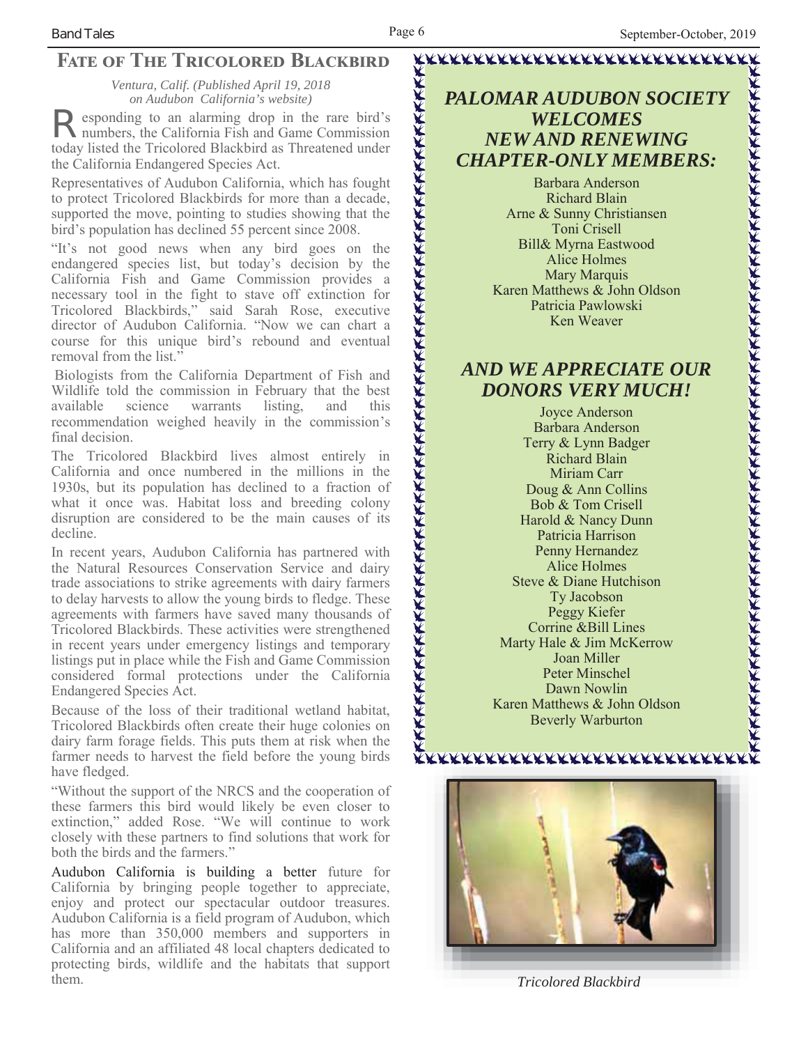# Fate of The Tricolored Blackbird

*Ventura, Calif. (Published April 19, 2018 on Audubon California's website)*

Responding to an alarming drop in the rare bird's numbers, the California Fish and Game Commission today listed the Tricolored Blackbird as Threatened under the California Endangered Species Act.

Representatives of Audubon California, which has fought to protect Tricolored Blackbirds for more than a decade, supported the move, pointing to studies showing that the bird's population has declined 55 percent since 2008.

"It's not good news when any bird goes on the endangered species list, but today's decision by the California Fish and Game Commission provides a necessary tool in the fight to stave off extinction for Tricolored Blackbirds," said Sarah Rose, executive director of Audubon California. "Now we can chart a course for this unique bird's rebound and eventual removal from the list."

Biologists from the California Department of Fish and Wildlife told the commission in February that the best available science warrants listing, and this recommendation weighed heavily in the commission's final decision.

The Tricolored Blackbird lives almost entirely in California and once numbered in the millions in the 1930s, but its population has declined to a fraction of what it once was. Habitat loss and breeding colony disruption are considered to be the main causes of its decline.

In recent years, Audubon California has partnered with the Natural Resources Conservation Service and dairy trade associations to strike agreements with dairy farmers to delay harvests to allow the young birds to fledge. These agreements with farmers have saved many thousands of Tricolored Blackbirds. These activities were strengthened in recent years under emergency listings and temporary listings put in place while the Fish and Game Commission considered formal protections under the California Endangered Species Act.

Because of the loss of their traditional wetland habitat, Tricolored Blackbirds often create their huge colonies on dairy farm forage fields. This puts them at risk when the farmer needs to harvest the field before the young birds have fledged.

"Without the support of the NRCS and the cooperation of these farmers this bird would likely be even closer to extinction," added Rose. "We will continue to work closely with these partners to find solutions that work for both the birds and the farmers."

Audubon California is building a better future for California by bringing people together to appreciate, enjoy and protect our spectacular outdoor treasures. Audubon California is a field program of Audubon, which has more than 350,000 members and supporters in California and an affiliated 48 local chapters dedicated to protecting birds, wildlife and the habitats that support them.

## *PALOMAR AUDUBON SOCIETY WELCOMES NEW AND RENEWING CHAPTER-ONLY MEMBERS:*

Barbara Anderson
Richard Blain
Arne & Sunny Christiansen
Toni Crisell
Bill& Myrna Eastwood
Alice Holmes
Mary Marquis
Karen Matthews & John Oldson
Patricia Pawlowski
Ken Weaver

## *AND WE APPRECIATE OUR DONORS VERY MUCH!*

Joyce Anderson
Barbara Anderson
Terry & Lynn Badger
Richard Blain
Miriam Carr
Doug & Ann Collins
Bob & Tom Crisell
Harold & Nancy Dunn
Patricia Harrison
Penny Hernandez
Alice Holmes
Steve & Diane Hutchison
Ty Jacobson
Peggy Kiefer
Corrine &Bill Lines
Marty Hale & Jim McKerrow
Joan Miller
Peter Minschel
Dawn Nowlin
Karen Matthews & John Oldson
Beverly Warburton

*Tricolored Blackbird*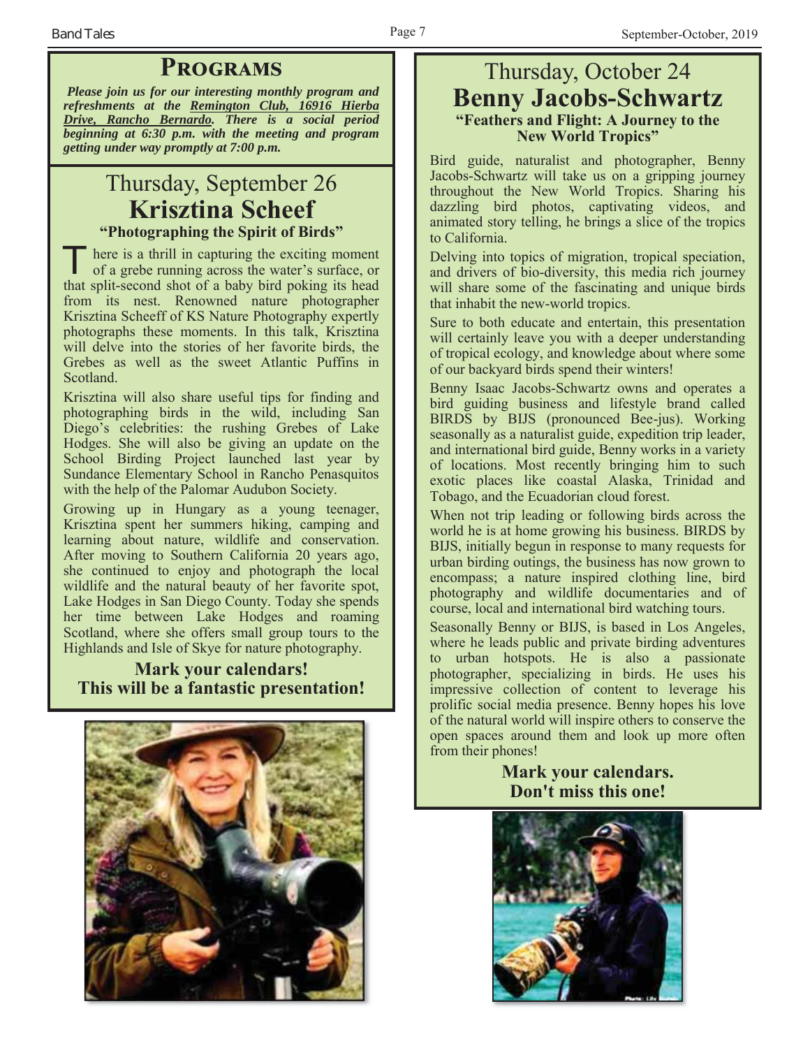# Programs

***Please join us for our interesting monthly program and refreshments at the Remington Club, 16916 Hierba Drive, Rancho Bernardo. There is a social period beginning at 6:30 p.m. with the meeting and program getting under way promptly at 7:00 p.m.***

## Thursday, September 26

## Krisztina Scheef

### "Photographing the Spirit of Birds"

There is a thrill in capturing the exciting moment of a grebe running across the water's surface, or that split-second shot of a baby bird poking its head from its nest. Renowned nature photographer Krisztina Scheeff of KS Nature Photography expertly photographs these moments. In this talk, Krisztina will delve into the stories of her favorite birds, the Grebes as well as the sweet Atlantic Puffins in Scotland.

Krisztina will also share useful tips for finding and photographing birds in the wild, including San Diego's celebrities: the rushing Grebes of Lake Hodges. She will also be giving an update on the School Birding Project launched last year by Sundance Elementary School in Rancho Penasquitos with the help of the Palomar Audubon Society.

Growing up in Hungary as a young teenager, Krisztina spent her summers hiking, camping and learning about nature, wildlife and conservation. After moving to Southern California 20 years ago, she continued to enjoy and photograph the local wildlife and the natural beauty of her favorite spot, Lake Hodges in San Diego County. Today she spends her time between Lake Hodges and roaming Scotland, where she offers small group tours to the Highlands and Isle of Skye for nature photography.

**Mark your calendars!**
**This will be a fantastic presentation!**

## Thursday, October 24

## Benny Jacobs-Schwartz

### "Feathers and Flight: A Journey to the New World Tropics"

Bird guide, naturalist and photographer, Benny Jacobs-Schwartz will take us on a gripping journey throughout the New World Tropics. Sharing his dazzling bird photos, captivating videos, and animated story telling, he brings a slice of the tropics to California.

Delving into topics of migration, tropical speciation, and drivers of bio-diversity, this media rich journey will share some of the fascinating and unique birds that inhabit the new-world tropics.

Sure to both educate and entertain, this presentation will certainly leave you with a deeper understanding of tropical ecology, and knowledge about where some of our backyard birds spend their winters!

Benny Isaac Jacobs-Schwartz owns and operates a bird guiding business and lifestyle brand called BIRDS by BIJS (pronounced Bee-jus). Working seasonally as a naturalist guide, expedition trip leader, and international bird guide, Benny works in a variety of locations. Most recently bringing him to such exotic places like coastal Alaska, Trinidad and Tobago, and the Ecuadorian cloud forest.

When not trip leading or following birds across the world he is at home growing his business. BIRDS by BIJS, initially begun in response to many requests for urban birding outings, the business has now grown to encompass; a nature inspired clothing line, bird photography and wildlife documentaries and of course, local and international bird watching tours.

Seasonally Benny or BIJS, is based in Los Angeles, where he leads public and private birding adventures to urban hotspots. He is also a passionate photographer, specializing in birds. He uses his impressive collection of content to leverage his prolific social media presence. Benny hopes his love of the natural world will inspire others to conserve the open spaces around them and look up more often from their phones!

**Mark your calendars.**
**Don't miss this one!**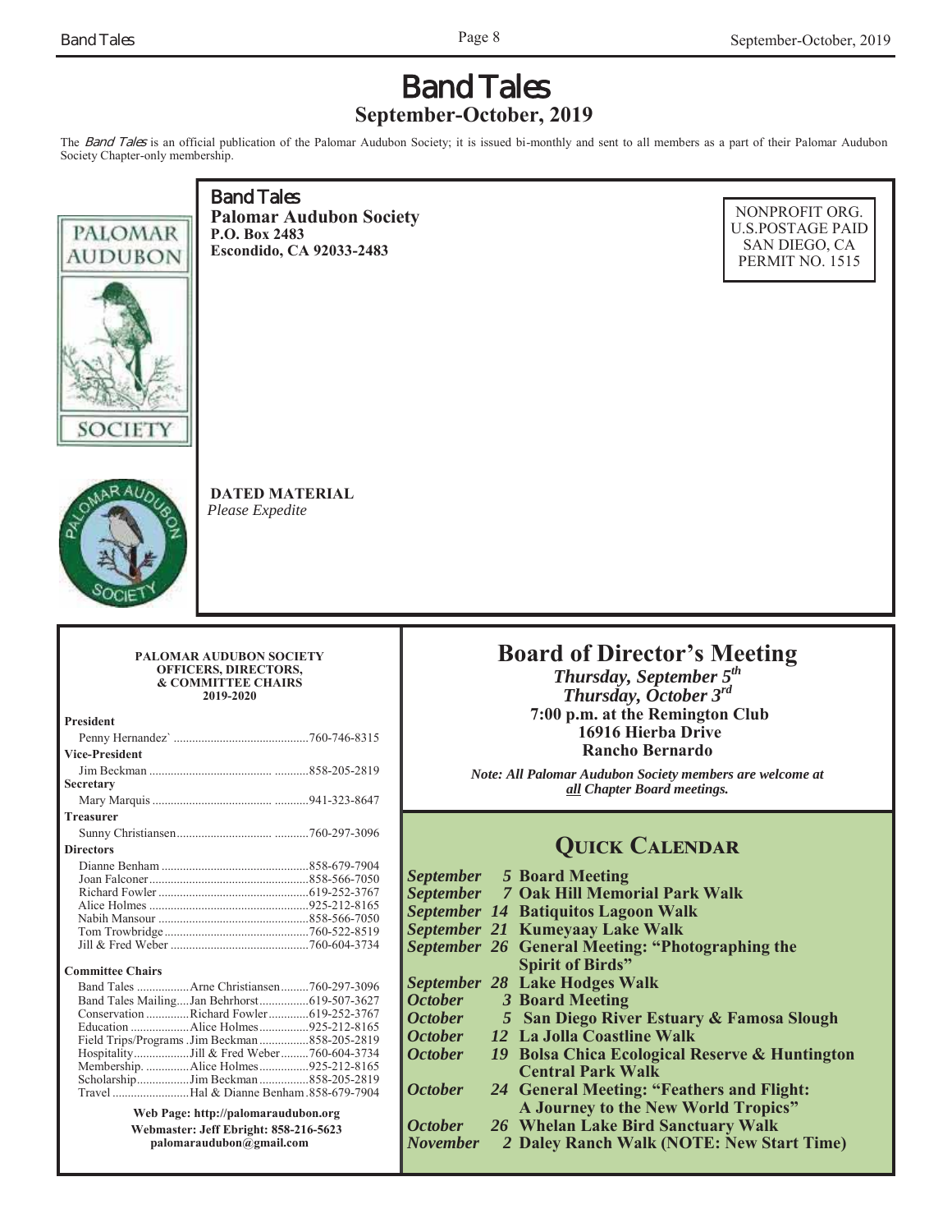# Band Tales

## September-October, 2019

The *Band Tales* is an official publication of the Palomar Audubon Society; it is issued bi-monthly and sent to all members as a part of their Palomar Audubon Society Chapter-only membership.

PALOMAR AUDUBON SOCIETY

**Band Tales**
**Palomar Audubon Society**
**P.O. Box 2483**
**Escondido, CA 92033-2483**

NONPROFIT ORG.
U.S.POSTAGE PAID
SAN DIEGO, CA
PERMIT NO. 1515

**DATED MATERIAL**
*Please Expedite*

**PALOMAR AUDUBON SOCIETY**
**OFFICERS, DIRECTORS,**
**& COMMITTEE CHAIRS**
**2019-2020**

**President**
Penny Hernandez` ............ 760-746-8315

**Vice-President**
Jim Beckman ............ 858-205-2819

**Secretary**
Mary Marquis ............ 941-323-8647

**Treasurer**
Sunny Christiansen ............ 760-297-3096

**Directors**
Dianne Benham ............ 858-679-7904
Joan Falconer ............ 858-566-7050
Richard Fowler ............ 619-252-3767
Alice Holmes ............ 925-212-8165
Nabih Mansour ............ 858-566-7050
Tom Trowbridge ............ 760-522-8519
Jill & Fred Weber ............ 760-604-3734

**Committee Chairs**

| | | |
|---|---|---|
| Band Tales | Arne Christiansen | 760-297-3096 |
| Band Tales Mailing | Jan Behrhorst | 619-507-3627 |
| Conservation | Richard Fowler | 619-252-3767 |
| Education | Alice Holmes | 925-212-8165 |
| Field Trips/Programs | Jim Beckman | 858-205-2819 |
| Hospitality | Jill & Fred Weber | 760-604-3734 |
| Membership. | Alice Holmes | 925-212-8165 |
| Scholarship | Jim Beckman | 858-205-2819 |
| Travel | Hal & Dianne Benham | 858-679-7904 |

**Web Page: http://palomaraudubon.org**
**Webmaster: Jeff Ebright: 858-216-5623**
**palomaraudubon@gmail.com**

## Board of Director's Meeting

***Thursday, September 5th***
***Thursday, October 3rd***
**7:00 p.m. at the Remington Club**
**16916 Hierba Drive**
**Rancho Bernardo**

***Note: All Palomar Audubon Society members are welcome at <u>all</u> Chapter Board meetings.***

## Quick Calendar

| | | |
|---|---|---|
| ***September*** | ***5*** | **Board Meeting** |
| ***September*** | ***7*** | **Oak Hill Memorial Park Walk** |
| ***September*** | ***14*** | **Batiquitos Lagoon Walk** |
| ***September*** | ***21*** | **Kumeyaay Lake Walk** |
| ***September*** | ***26*** | **General Meeting: "Photographing the Spirit of Birds"** |
| ***September*** | ***28*** | **Lake Hodges Walk** |
| ***October*** | ***3*** | **Board Meeting** |
| ***October*** | ***5*** | **San Diego River Estuary & Famosa Slough** |
| ***October*** | ***12*** | **La Jolla Coastline Walk** |
| ***October*** | ***19*** | **Bolsa Chica Ecological Reserve & Huntington Central Park Walk** |
| ***October*** | ***24*** | **General Meeting: "Feathers and Flight: A Journey to the New World Tropics"** |
| ***October*** | ***26*** | **Whelan Lake Bird Sanctuary Walk** |
| ***November*** | ***2*** | **Daley Ranch Walk (NOTE: New Start Time)** |